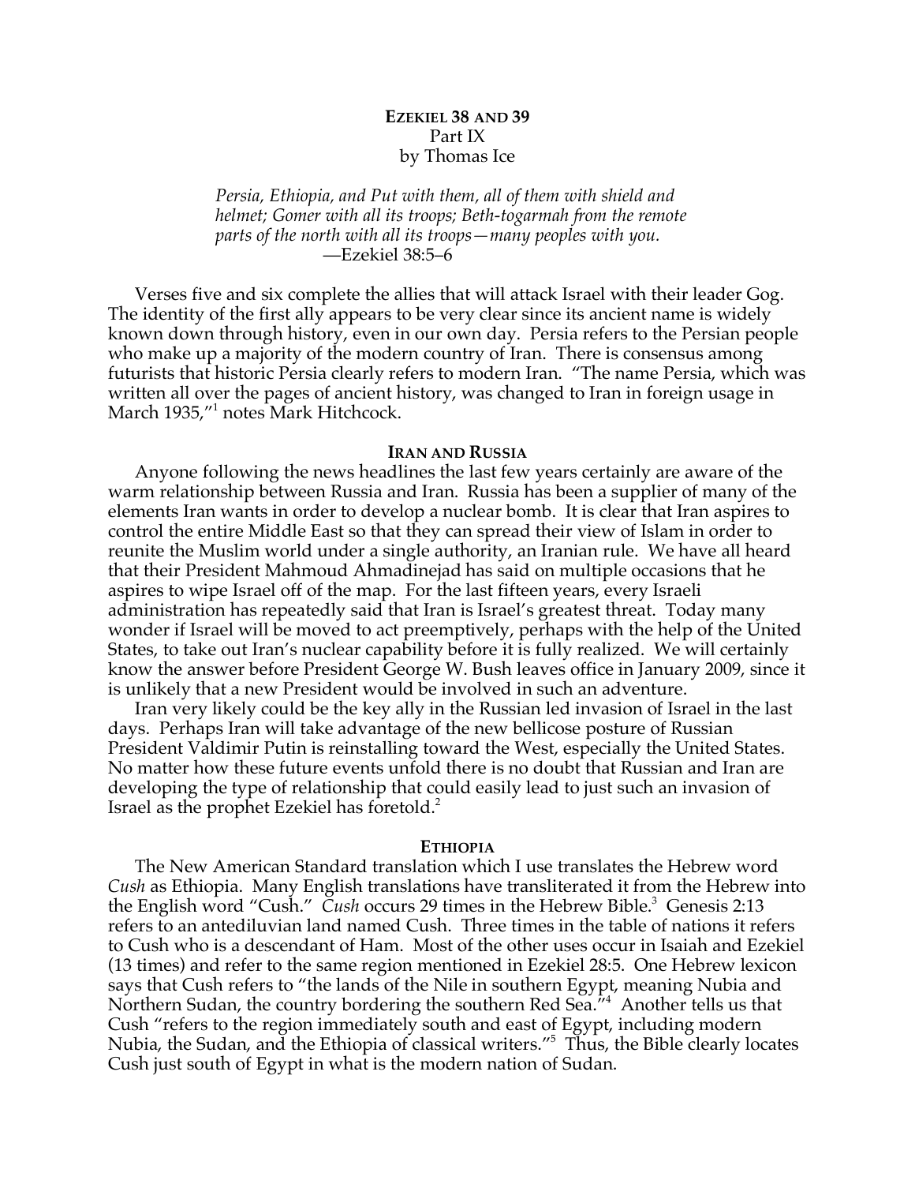**EZEKIEL 38 AND 39**
Part IX
by Thomas Ice

> *Persia, Ethiopia, and Put with them, all of them with shield and helmet; Gomer with all its troops; Beth-togarmah from the remote parts of the north with all its troops—many peoples with you.*
> —Ezekiel 38:5–6

Verses five and six complete the allies that will attack Israel with their leader Gog. The identity of the first ally appears to be very clear since its ancient name is widely known down through history, even in our own day. Persia refers to the Persian people who make up a majority of the modern country of Iran. There is consensus among futurists that historic Persia clearly refers to modern Iran. "The name Persia, which was written all over the pages of ancient history, was changed to Iran in foreign usage in March 1935,"[1] notes Mark Hitchcock.

## IRAN AND RUSSIA

Anyone following the news headlines the last few years certainly are aware of the warm relationship between Russia and Iran. Russia has been a supplier of many of the elements Iran wants in order to develop a nuclear bomb. It is clear that Iran aspires to control the entire Middle East so that they can spread their view of Islam in order to reunite the Muslim world under a single authority, an Iranian rule. We have all heard that their President Mahmoud Ahmadinejad has said on multiple occasions that he aspires to wipe Israel off of the map. For the last fifteen years, every Israeli administration has repeatedly said that Iran is Israel's greatest threat. Today many wonder if Israel will be moved to act preemptively, perhaps with the help of the United States, to take out Iran's nuclear capability before it is fully realized. We will certainly know the answer before President George W. Bush leaves office in January 2009, since it is unlikely that a new President would be involved in such an adventure.

Iran very likely could be the key ally in the Russian led invasion of Israel in the last days. Perhaps Iran will take advantage of the new bellicose posture of Russian President Valdimir Putin is reinstalling toward the West, especially the United States. No matter how these future events unfold there is no doubt that Russian and Iran are developing the type of relationship that could easily lead to just such an invasion of Israel as the prophet Ezekiel has foretold.[2]

## ETHIOPIA

The New American Standard translation which I use translates the Hebrew word *Cush* as Ethiopia. Many English translations have transliterated it from the Hebrew into the English word "Cush." *Cush* occurs 29 times in the Hebrew Bible.[3] Genesis 2:13 refers to an antediluvian land named Cush. Three times in the table of nations it refers to Cush who is a descendant of Ham. Most of the other uses occur in Isaiah and Ezekiel (13 times) and refer to the same region mentioned in Ezekiel 28:5. One Hebrew lexicon says that Cush refers to "the lands of the Nile in southern Egypt, meaning Nubia and Northern Sudan, the country bordering the southern Red Sea."[4] Another tells us that Cush "refers to the region immediately south and east of Egypt, including modern Nubia, the Sudan, and the Ethiopia of classical writers."[5] Thus, the Bible clearly locates Cush just south of Egypt in what is the modern nation of Sudan.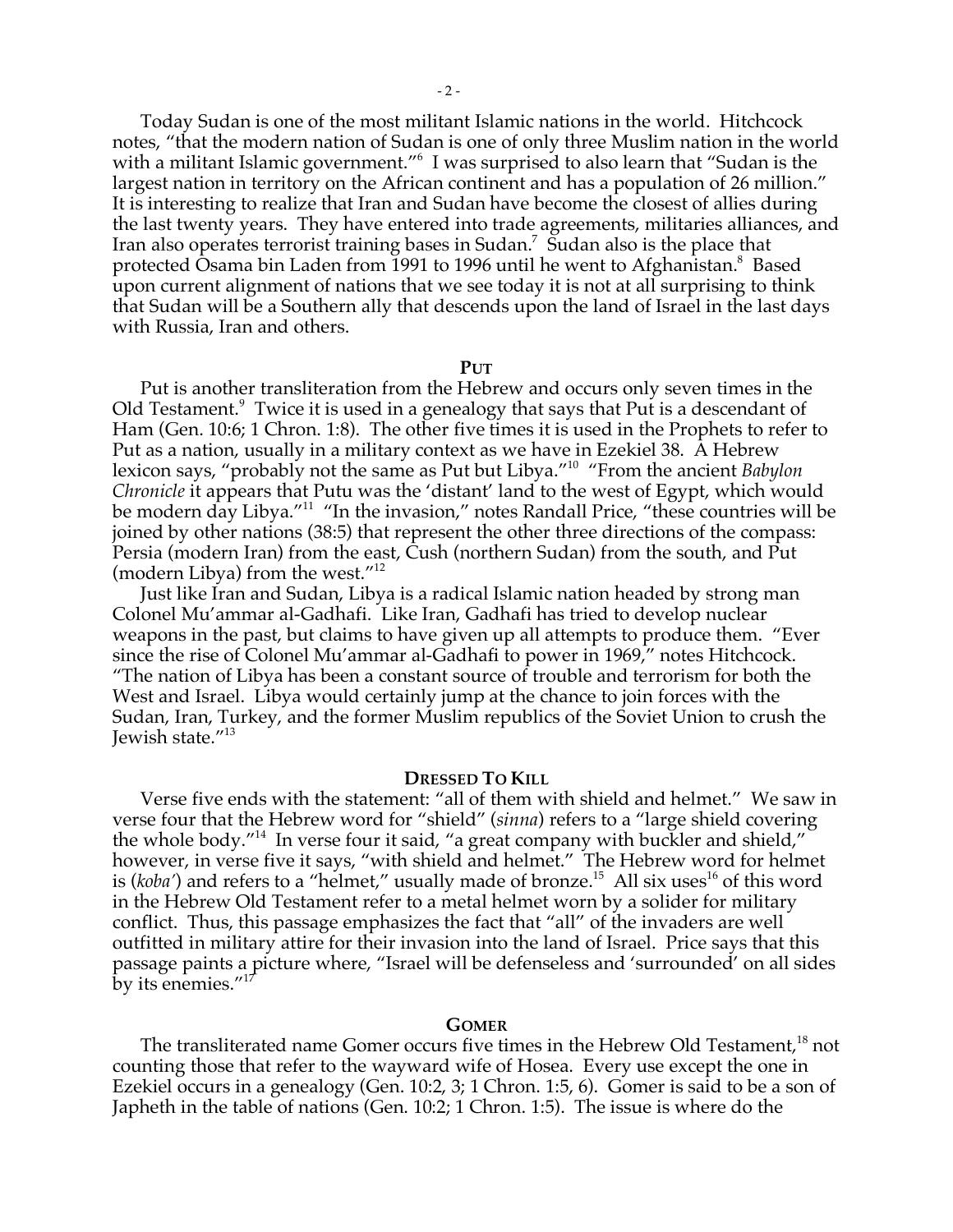Today Sudan is one of the most militant Islamic nations in the world. Hitchcock notes, "that the modern nation of Sudan is one of only three Muslim nation in the world with a militant Islamic government."[6] I was surprised to also learn that "Sudan is the largest nation in territory on the African continent and has a population of 26 million." It is interesting to realize that Iran and Sudan have become the closest of allies during the last twenty years. They have entered into trade agreements, militaries alliances, and Iran also operates terrorist training bases in Sudan.[7] Sudan also is the place that protected Osama bin Laden from 1991 to 1996 until he went to Afghanistan.[8] Based upon current alignment of nations that we see today it is not at all surprising to think that Sudan will be a Southern ally that descends upon the land of Israel in the last days with Russia, Iran and others.

## PUT

Put is another transliteration from the Hebrew and occurs only seven times in the Old Testament.[9] Twice it is used in a genealogy that says that Put is a descendant of Ham (Gen. 10:6; 1 Chron. 1:8). The other five times it is used in the Prophets to refer to Put as a nation, usually in a military context as we have in Ezekiel 38. A Hebrew lexicon says, "probably not the same as Put but Libya."[10] "From the ancient *Babylon Chronicle* it appears that Putu was the 'distant' land to the west of Egypt, which would be modern day Libya."[11] "In the invasion," notes Randall Price, "these countries will be joined by other nations (38:5) that represent the other three directions of the compass: Persia (modern Iran) from the east, Cush (northern Sudan) from the south, and Put (modern Libya) from the west."[12]

Just like Iran and Sudan, Libya is a radical Islamic nation headed by strong man Colonel Mu'ammar al-Gadhafi. Like Iran, Gadhafi has tried to develop nuclear weapons in the past, but claims to have given up all attempts to produce them. "Ever since the rise of Colonel Mu'ammar al-Gadhafi to power in 1969," notes Hitchcock. "The nation of Libya has been a constant source of trouble and terrorism for both the West and Israel. Libya would certainly jump at the chance to join forces with the Sudan, Iran, Turkey, and the former Muslim republics of the Soviet Union to crush the Jewish state."[13]

## DRESSED TO KILL

Verse five ends with the statement: "all of them with shield and helmet." We saw in verse four that the Hebrew word for "shield" (*sinna*) refers to a "large shield covering the whole body."[14] In verse four it said, "a great company with buckler and shield," however, in verse five it says, "with shield and helmet." The Hebrew word for helmet is (*koba'*) and refers to a "helmet," usually made of bronze.[15] All six uses[16] of this word in the Hebrew Old Testament refer to a metal helmet worn by a solider for military conflict. Thus, this passage emphasizes the fact that "all" of the invaders are well outfitted in military attire for their invasion into the land of Israel. Price says that this passage paints a picture where, "Israel will be defenseless and 'surrounded' on all sides by its enemies."[17]

## GOMER

The transliterated name Gomer occurs five times in the Hebrew Old Testament,[18] not counting those that refer to the wayward wife of Hosea. Every use except the one in Ezekiel occurs in a genealogy (Gen. 10:2, 3; 1 Chron. 1:5, 6). Gomer is said to be a son of Japheth in the table of nations (Gen. 10:2; 1 Chron. 1:5). The issue is where do the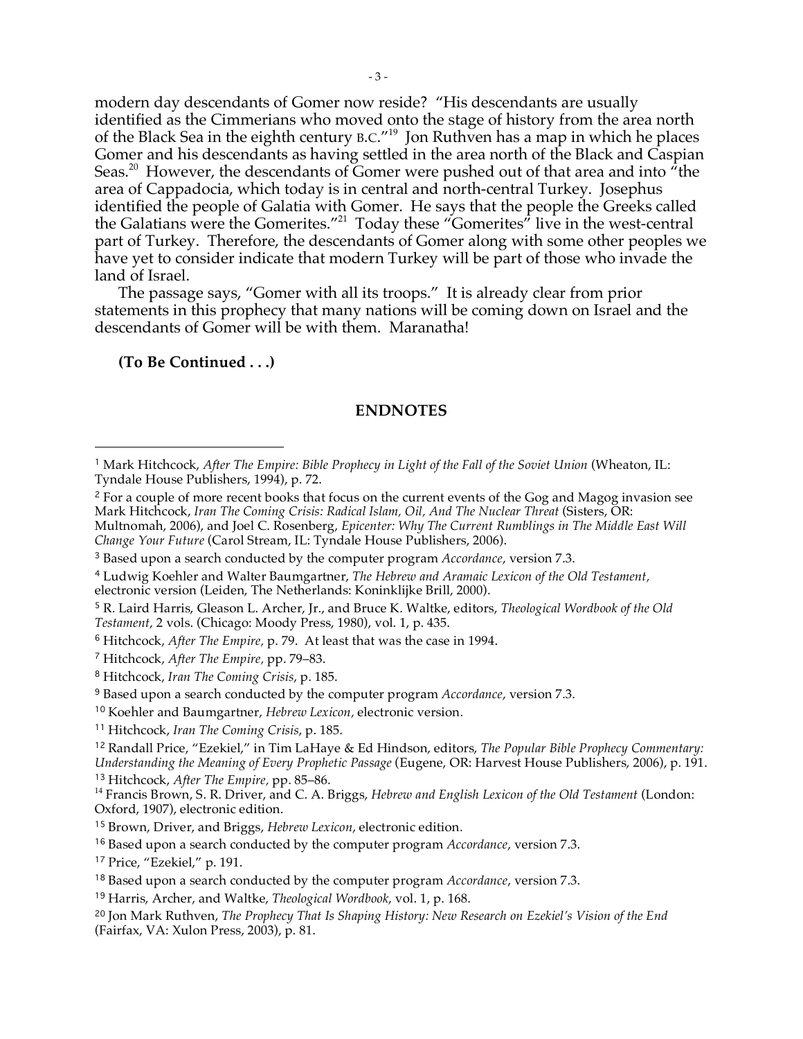modern day descendants of Gomer now reside? "His descendants are usually identified as the Cimmerians who moved onto the stage of history from the area north of the Black Sea in the eighth century B.C."[19] Jon Ruthven has a map in which he places Gomer and his descendants as having settled in the area north of the Black and Caspian Seas.[20] However, the descendants of Gomer were pushed out of that area and into "the area of Cappadocia, which today is in central and north-central Turkey. Josephus identified the people of Galatia with Gomer. He says that the people the Greeks called the Galatians were the Gomerites."[21] Today these "Gomerites" live in the west-central part of Turkey. Therefore, the descendants of Gomer along with some other peoples we have yet to consider indicate that modern Turkey will be part of those who invade the land of Israel.

The passage says, "Gomer with all its troops." It is already clear from prior statements in this prophecy that many nations will be coming down on Israel and the descendants of Gomer will be with them. Maranatha!

**(To Be Continued . . .)**

## ENDNOTES

[1] Mark Hitchcock, *After The Empire: Bible Prophecy in Light of the Fall of the Soviet Union* (Wheaton, IL: Tyndale House Publishers, 1994), p. 72.

[2] For a couple of more recent books that focus on the current events of the Gog and Magog invasion see Mark Hitchcock, *Iran The Coming Crisis: Radical Islam, Oil, And The Nuclear Threat* (Sisters, OR: Multnomah, 2006), and Joel C. Rosenberg, *Epicenter: Why The Current Rumblings in The Middle East Will Change Your Future* (Carol Stream, IL: Tyndale House Publishers, 2006).

[3] Based upon a search conducted by the computer program *Accordance*, version 7.3.

[4] Ludwig Koehler and Walter Baumgartner, *The Hebrew and Aramaic Lexicon of the Old Testament*, electronic version (Leiden, The Netherlands: Koninklijke Brill, 2000).

[5] R. Laird Harris, Gleason L. Archer, Jr., and Bruce K. Waltke, editors, *Theological Wordbook of the Old Testament*, 2 vols. (Chicago: Moody Press, 1980), vol. 1, p. 435.

[6] Hitchcock, *After The Empire*, p. 79. At least that was the case in 1994.

[7] Hitchcock, *After The Empire*, pp. 79–83.

[8] Hitchcock, *Iran The Coming Crisis*, p. 185.

[9] Based upon a search conducted by the computer program *Accordance*, version 7.3.

[10] Koehler and Baumgartner, *Hebrew Lexicon*, electronic version.

[11] Hitchcock, *Iran The Coming Crisis*, p. 185.

[12] Randall Price, "Ezekiel," in Tim LaHaye & Ed Hindson, editors, *The Popular Bible Prophecy Commentary: Understanding the Meaning of Every Prophetic Passage* (Eugene, OR: Harvest House Publishers, 2006), p. 191.

[13] Hitchcock, *After The Empire*, pp. 85–86.

[14] Francis Brown, S. R. Driver, and C. A. Briggs, *Hebrew and English Lexicon of the Old Testament* (London: Oxford, 1907), electronic edition.

[15] Brown, Driver, and Briggs, *Hebrew Lexicon*, electronic edition.

[16] Based upon a search conducted by the computer program *Accordance*, version 7.3.

[17] Price, "Ezekiel," p. 191.

[18] Based upon a search conducted by the computer program *Accordance*, version 7.3.

[19] Harris, Archer, and Waltke, *Theological Wordbook*, vol. 1, p. 168.

[20] Jon Mark Ruthven, *The Prophecy That Is Shaping History: New Research on Ezekiel's Vision of the End* (Fairfax, VA: Xulon Press, 2003), p. 81.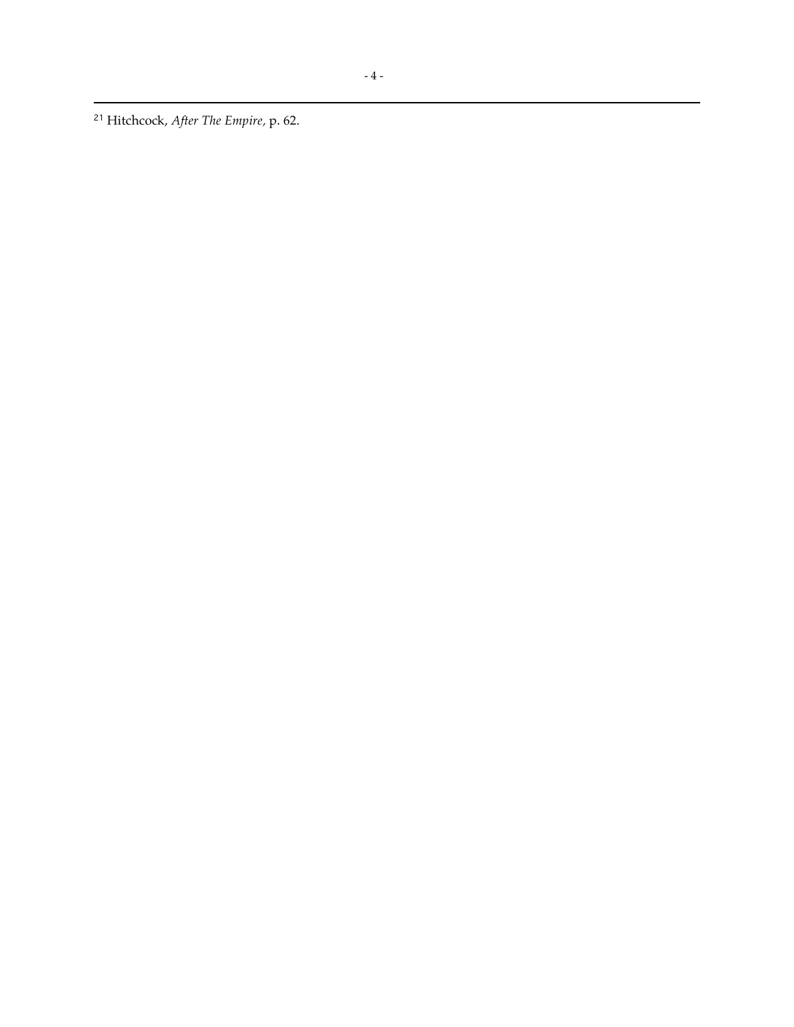[21] Hitchcock, *After The Empire*, p. 62.